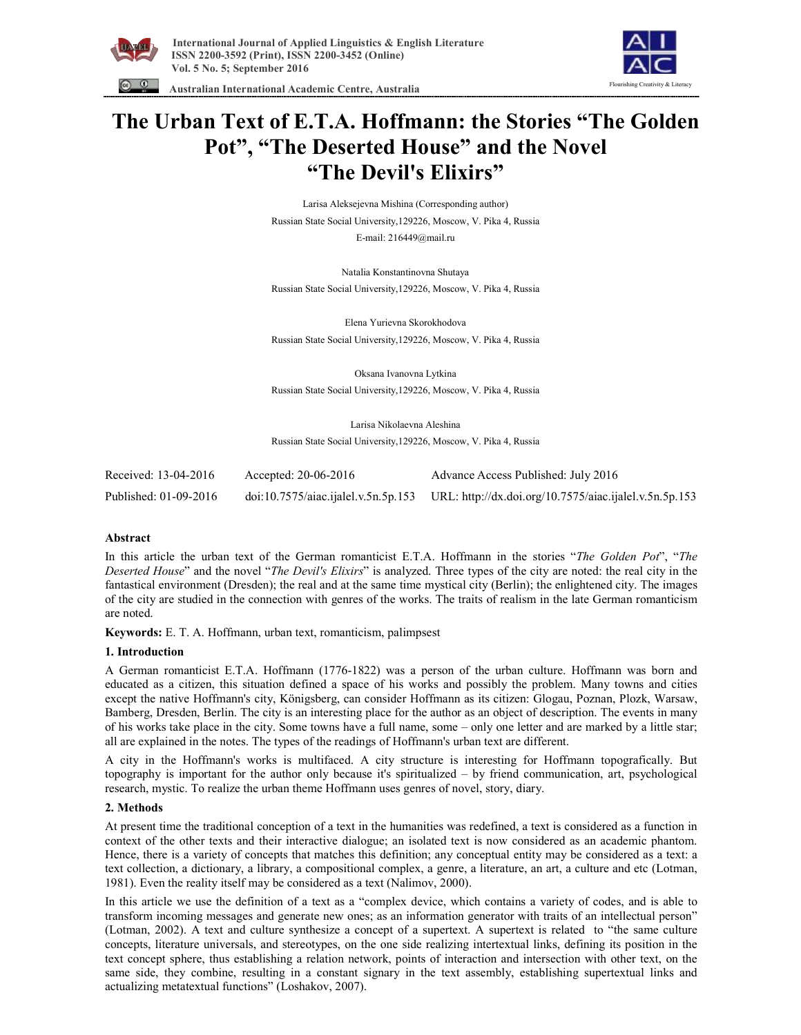# The Urban Text of E.T.A. Hoffmann: the Stories "The Golden Pot", "The Deserted House" and the Novel "The Devil's Elixirs"

Larisa Aleksejevna Mishina (Corresponding author)

Russian State Social University,129226, Moscow, V. Pika 4, Russia

E-mail: 216449@mail.ru

Natalia Konstantinovna Shutaya

Russian State Social University,129226, Moscow, V. Pika 4, Russia

Elena Yurievna Skorokhodova

Russian State Social University,129226, Moscow, V. Pika 4, Russia

Oksana Ivanovna Lytkina

Russian State Social University,129226, Moscow, V. Pika 4, Russia

Larisa Nikolaevna Aleshina

Russian State Social University,129226, Moscow, V. Pika 4, Russia

| Received: 13-04-2016 | Accepted: 20-06-2016 | Advance Access Published: July 2016 |
|---|---|---|
| Published: 01-09-2016 | doi:10.7575/aiac.ijalel.v.5n.5p.153 | URL: http://dx.doi.org/10.7575/aiac.ijalel.v.5n.5p.153 |

## Abstract

In this article the urban text of the German romanticist E.T.A. Hoffmann in the stories "*The Golden Pot*", "*The Deserted House*" and the novel "*The Devil's Elixirs*" is analyzed. Three types of the city are noted: the real city in the fantastical environment (Dresden); the real and at the same time mystical city (Berlin); the enlightened city. The images of the city are studied in the connection with genres of the works. The traits of realism in the late German romanticism are noted.

**Keywords:** E. T. A. Hoffmann, urban text, romanticism, palimpsest

## 1. Introduction

A German romanticist E.T.A. Hoffmann (1776-1822) was a person of the urban culture. Hoffmann was born and educated as a citizen, this situation defined a space of his works and possibly the problem. Many towns and cities except the native Hoffmann's city, Königsberg, can consider Hoffmann as its citizen: Glogau, Poznan, Plozk, Warsaw, Bamberg, Dresden, Berlin. The city is an interesting place for the author as an object of description. The events in many of his works take place in the city. Some towns have a full name, some – only one letter and are marked by a little star; all are explained in the notes. The types of the readings of Hoffmann's urban text are different.

A city in the Hoffmann's works is multifaced. A city structure is interesting for Hoffmann topografically. But topography is important for the author only because it's spiritualized – by friend communication, art, psychological research, mystic. To realize the urban theme Hoffmann uses genres of novel, story, diary.

## 2. Methods

At present time the traditional conception of a text in the humanities was redefined, a text is considered as a function in context of the other texts and their interactive dialogue; an isolated text is now considered as an academic phantom. Hence, there is a variety of concepts that matches this definition; any conceptual entity may be considered as a text: a text collection, a dictionary, a library, a compositional complex, a genre, a literature, an art, a culture and etc (Lotman, 1981). Even the reality itself may be considered as a text (Nalimov, 2000).

In this article we use the definition of a text as a "complex device, which contains a variety of codes, and is able to transform incoming messages and generate new ones; as an information generator with traits of an intellectual person" (Lotman, 2002). A text and culture synthesize a concept of a supertext. A supertext is related to "the same culture concepts, literature universals, and stereotypes, on the one side realizing intertextual links, defining its position in the text concept sphere, thus establishing a relation network, points of interaction and intersection with other text, on the same side, they combine, resulting in a constant signary in the text assembly, establishing supertextual links and actualizing metatextual functions" (Loshakov, 2007).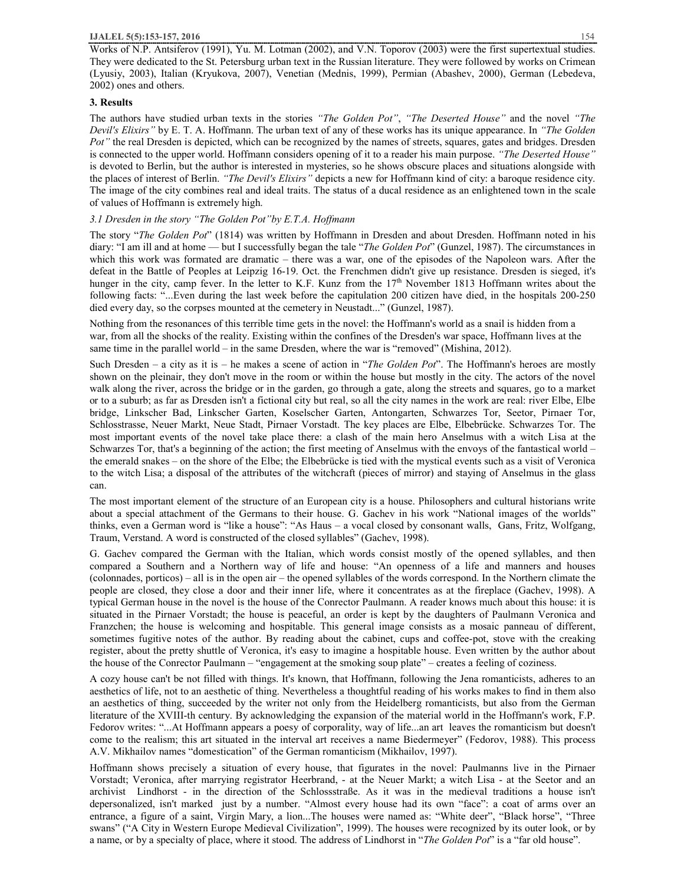Works of N.P. Antsiferov (1991), Yu. M. Lotman (2002), and V.N. Toporov (2003) were the first supertextual studies. They were dedicated to the St. Petersburg urban text in the Russian literature. They were followed by works on Crimean (Lyusiy, 2003), Italian (Kryukova, 2007), Venetian (Mednis, 1999), Permian (Abashev, 2000), German (Lebedeva, 2002) ones and others.

## 3. Results

The authors have studied urban texts in the stories *"The Golden Pot"*, *"The Deserted House"* and the novel *"The Devil's Elixirs"* by E. T. A. Hoffmann. The urban text of any of these works has its unique appearance. In *"The Golden Pot"* the real Dresden is depicted, which can be recognized by the names of streets, squares, gates and bridges. Dresden is connected to the upper world. Hoffmann considers opening of it to a reader his main purpose. *"The Deserted House"* is devoted to Berlin, but the author is interested in mysteries, so he shows obscure places and situations alongside with the places of interest of Berlin. *"The Devil's Elixirs"* depicts a new for Hoffmann kind of city: a baroque residence city. The image of the city combines real and ideal traits. The status of a ducal residence as an enlightened town in the scale of values of Hoffmann is extremely high.

### *3.1 Dresden in the story "The Golden Pot"by E.T.A. Hoffmann*

The story "*The Golden Pot*" (1814) was written by Hoffmann in Dresden and about Dresden. Hoffmann noted in his diary: "I am ill and at home — but I successfully began the tale "*The Golden Pot*" (Gunzel, 1987). The circumstances in which this work was formated are dramatic – there was a war, one of the episodes of the Napoleon wars. After the defeat in the Battle of Peoples at Leipzig 16-19. Oct. the Frenchmen didn't give up resistance. Dresden is sieged, it's hunger in the city, camp fever. In the letter to K.F. Kunz from the 17th November 1813 Hoffmann writes about the following facts: "...Even during the last week before the capitulation 200 citizen have died, in the hospitals 200-250 died every day, so the corpses mounted at the cemetery in Neustadt..." (Gunzel, 1987).

Nothing from the resonances of this terrible time gets in the novel: the Hoffmann's world as a snail is hidden from a war, from all the shocks of the reality. Existing within the confines of the Dresden's war space, Hoffmann lives at the same time in the parallel world – in the same Dresden, where the war is "removed" (Mishina, 2012).

Such Dresden – a city as it is – he makes a scene of action in "*The Golden Pot*". The Hoffmann's heroes are mostly shown on the pleinair, they don't move in the room or within the house but mostly in the city. The actors of the novel walk along the river, across the bridge or in the garden, go through a gate, along the streets and squares, go to a market or to a suburb; as far as Dresden isn't a fictional city but real, so all the city names in the work are real: river Elbe, Elbe bridge, Linkscher Bad, Linkscher Garten, Koselscher Garten, Antongarten, Schwarzes Tor, Seetor, Pirnaer Tor, Schlosstrasse, Neuer Markt, Neue Stadt, Pirnaer Vorstadt. The key places are Elbe, Elbebrücke. Schwarzes Tor. The most important events of the novel take place there: a clash of the main hero Anselmus with a witch Lisa at the Schwarzes Tor, that's a beginning of the action; the first meeting of Anselmus with the envoys of the fantastical world – the emerald snakes – on the shore of the Elbe; the Elbebrücke is tied with the mystical events such as a visit of Veronica to the witch Lisa; a disposal of the attributes of the witchcraft (pieces of mirror) and staying of Anselmus in the glass can.

The most important element of the structure of an European city is a house. Philosophers and cultural historians write about a special attachment of the Germans to their house. G. Gachev in his work "National images of the worlds" thinks, even a German word is "like a house": "As Haus – a vocal closed by consonant walls, Gans, Fritz, Wolfgang, Traum, Verstand. A word is constructed of the closed syllables" (Gachev, 1998).

G. Gachev compared the German with the Italian, which words consist mostly of the opened syllables, and then compared a Southern and a Northern way of life and house: "An openness of a life and manners and houses (colonnades, porticos) – all is in the open air – the opened syllables of the words correspond. In the Northern climate the people are closed, they close a door and their inner life, where it concentrates as at the fireplace (Gachev, 1998). A typical German house in the novel is the house of the Conrector Paulmann. A reader knows much about this house: it is situated in the Pirnaer Vorstadt; the house is peaceful, an order is kept by the daughters of Paulmann Veronica and Franzchen; the house is welcoming and hospitable. This general image consists as a mosaic panneau of different, sometimes fugitive notes of the author. By reading about the cabinet, cups and coffee-pot, stove with the creaking register, about the pretty shuttle of Veronica, it's easy to imagine a hospitable house. Even written by the author about the house of the Conrector Paulmann – "engagement at the smoking soup plate" – creates a feeling of coziness.

A cozy house can't be not filled with things. It's known, that Hoffmann, following the Jena romanticists, adheres to an aesthetics of life, not to an aesthetic of thing. Nevertheless a thoughtful reading of his works makes to find in them also an aesthetics of thing, succeeded by the writer not only from the Heidelberg romanticists, but also from the German literature of the XVIII-th century. By acknowledging the expansion of the material world in the Hoffmann's work, F.P. Fedorov writes: "...At Hoffmann appears a poesy of corporality, way of life...an art leaves the romanticism but doesn't come to the realism; this art situated in the interval art receives a name Biedermeyer" (Fedorov, 1988). This process A.V. Mikhailov names "domestication" of the German romanticism (Mikhailov, 1997).

Hoffmann shows precisely a situation of every house, that figurates in the novel: Paulmanns live in the Pirnaer Vorstadt; Veronica, after marrying registrator Heerbrand, - at the Neuer Markt; a witch Lisa - at the Seetor and an archivist Lindhorst - in the direction of the Schlossstraße. As it was in the medieval traditions a house isn't depersonalized, isn't marked just by a number. "Almost every house had its own "face": a coat of arms over an entrance, a figure of a saint, Virgin Mary, a lion...The houses were named as: "White deer", "Black horse", "Three swans" ("A City in Western Europe Medieval Civilization", 1999). The houses were recognized by its outer look, or by a name, or by a specialty of place, where it stood. The address of Lindhorst in "*The Golden Pot*" is a "far old house".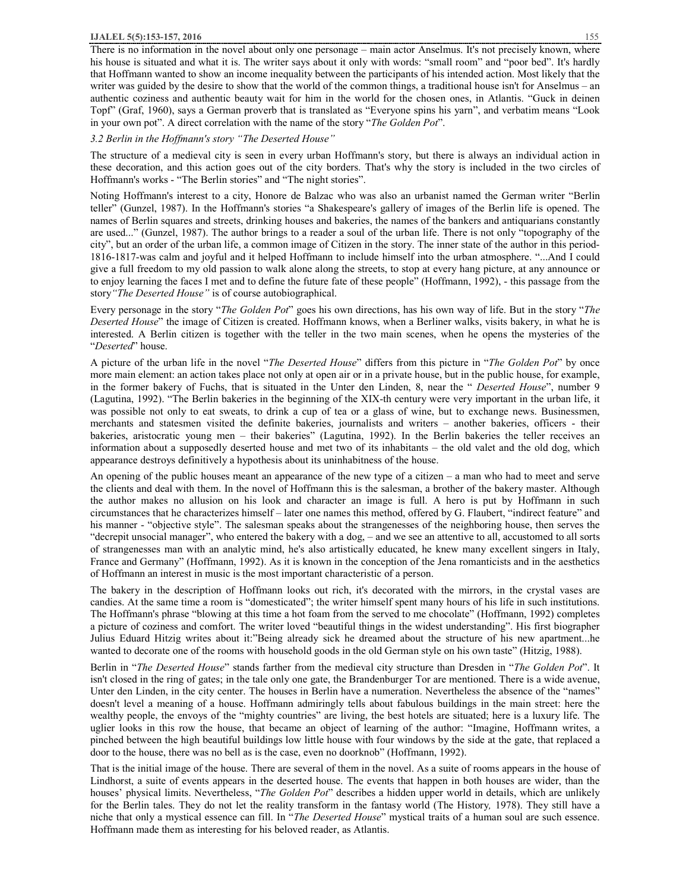There is no information in the novel about only one personage – main actor Anselmus. It's not precisely known, where his house is situated and what it is. The writer says about it only with words: "small room" and "poor bed". It's hardly that Hoffmann wanted to show an income inequality between the participants of his intended action. Most likely that the writer was guided by the desire to show that the world of the common things, a traditional house isn't for Anselmus – an authentic coziness and authentic beauty wait for him in the world for the chosen ones, in Atlantis. "Guck in deinen Topf" (Graf, 1960), says a German proverb that is translated as "Everyone spins his yarn", and verbatim means "Look in your own pot". A direct correlation with the name of the story "*The Golden Pot*".

### *3.2 Berlin in the Hoffmann's story "The Deserted House"*

The structure of a medieval city is seen in every urban Hoffmann's story, but there is always an individual action in these decoration, and this action goes out of the city borders. That's why the story is included in the two circles of Hoffmann's works - "The Berlin stories" and "The night stories".

Noting Hoffmann's interest to a city, Honore de Balzac who was also an urbanist named the German writer "Berlin teller" (Gunzel, 1987). In the Hoffmann's stories "a Shakespeare's gallery of images of the Berlin life is opened. The names of Berlin squares and streets, drinking houses and bakeries, the names of the bankers and antiquarians constantly are used..." (Gunzel, 1987). The author brings to a reader a soul of the urban life. There is not only "topography of the city", but an order of the urban life, a common image of Citizen in the story. The inner state of the author in this period-1816-1817-was calm and joyful and it helped Hoffmann to include himself into the urban atmosphere. "...And I could give a full freedom to my old passion to walk alone along the streets, to stop at every hang picture, at any announce or to enjoy learning the faces I met and to define the future fate of these people" (Hoffmann, 1992), - this passage from the story *"The Deserted House"* is of course autobiographical.

Every personage in the story "*The Golden Pot*" goes his own directions, has his own way of life. But in the story "*The Deserted House*" the image of Citizen is created. Hoffmann knows, when a Berliner walks, visits bakery, in what he is interested. A Berlin citizen is together with the teller in the two main scenes, when he opens the mysteries of the "*Deserted*" house.

A picture of the urban life in the novel "*The Deserted House*" differs from this picture in "*The Golden Pot*" by once more main element: an action takes place not only at open air or in a private house, but in the public house, for example, in the former bakery of Fuchs, that is situated in the Unter den Linden, 8, near the " *Deserted House*", number 9 (Lagutina, 1992). "The Berlin bakeries in the beginning of the XIX-th century were very important in the urban life, it was possible not only to eat sweats, to drink a cup of tea or a glass of wine, but to exchange news. Businessmen, merchants and statesmen visited the definite bakeries, journalists and writers – another bakeries, officers - their bakeries, aristocratic young men – their bakeries" (Lagutina, 1992). In the Berlin bakeries the teller receives an information about a supposedly deserted house and met two of its inhabitants – the old valet and the old dog, which appearance destroys definitively a hypothesis about its uninhabitness of the house.

An opening of the public houses meant an appearance of the new type of a citizen – a man who had to meet and serve the clients and deal with them. In the novel of Hoffmann this is the salesman, a brother of the bakery master. Although the author makes no allusion on his look and character an image is full. A hero is put by Hoffmann in such circumstances that he characterizes himself – later one names this method, offered by G. Flaubert, "indirect feature" and his manner - "objective style". The salesman speaks about the strangenesses of the neighboring house, then serves the "decrepit unsocial manager", who entered the bakery with a dog, – and we see an attentive to all, accustomed to all sorts of strangenesses man with an analytic mind, he's also artistically educated, he knew many excellent singers in Italy, France and Germany" (Hoffmann, 1992). As it is known in the conception of the Jena romanticists and in the aesthetics of Hoffmann an interest in music is the most important characteristic of a person.

The bakery in the description of Hoffmann looks out rich, it's decorated with the mirrors, in the crystal vases are candies. At the same time a room is "domesticated"; the writer himself spent many hours of his life in such institutions. The Hoffmann's phrase "blowing at this time a hot foam from the served to me chocolate" (Hoffmann, 1992) completes a picture of coziness and comfort. The writer loved "beautiful things in the widest understanding". His first biographer Julius Eduard Hitzig writes about it:"Being already sick he dreamed about the structure of his new apartment...he wanted to decorate one of the rooms with household goods in the old German style on his own taste" (Hitzig, 1988).

Berlin in "*The Deserted House*" stands farther from the medieval city structure than Dresden in "*The Golden Pot*". It isn't closed in the ring of gates; in the tale only one gate, the Brandenburger Tor are mentioned. There is a wide avenue, Unter den Linden, in the city center. The houses in Berlin have a numeration. Nevertheless the absence of the "names" doesn't level a meaning of a house. Hoffmann admiringly tells about fabulous buildings in the main street: here the wealthy people, the envoys of the "mighty countries" are living, the best hotels are situated; here is a luxury life. The uglier looks in this row the house, that became an object of learning of the author: "Imagine, Hoffmann writes, a pinched between the high beautiful buildings low little house with four windows by the side at the gate, that replaced a door to the house, there was no bell as is the case, even no doorknob" (Hoffmann, 1992).

That is the initial image of the house. There are several of them in the novel. As a suite of rooms appears in the house of Lindhorst, a suite of events appears in the deserted house. The events that happen in both houses are wider, than the houses' physical limits. Nevertheless, "*The Golden Pot*" describes a hidden upper world in details, which are unlikely for the Berlin tales. They do not let the reality transform in the fantasy world (The History*,* 1978). They still have a niche that only a mystical essence can fill. In "*The Deserted House*" mystical traits of a human soul are such essence. Hoffmann made them as interesting for his beloved reader, as Atlantis.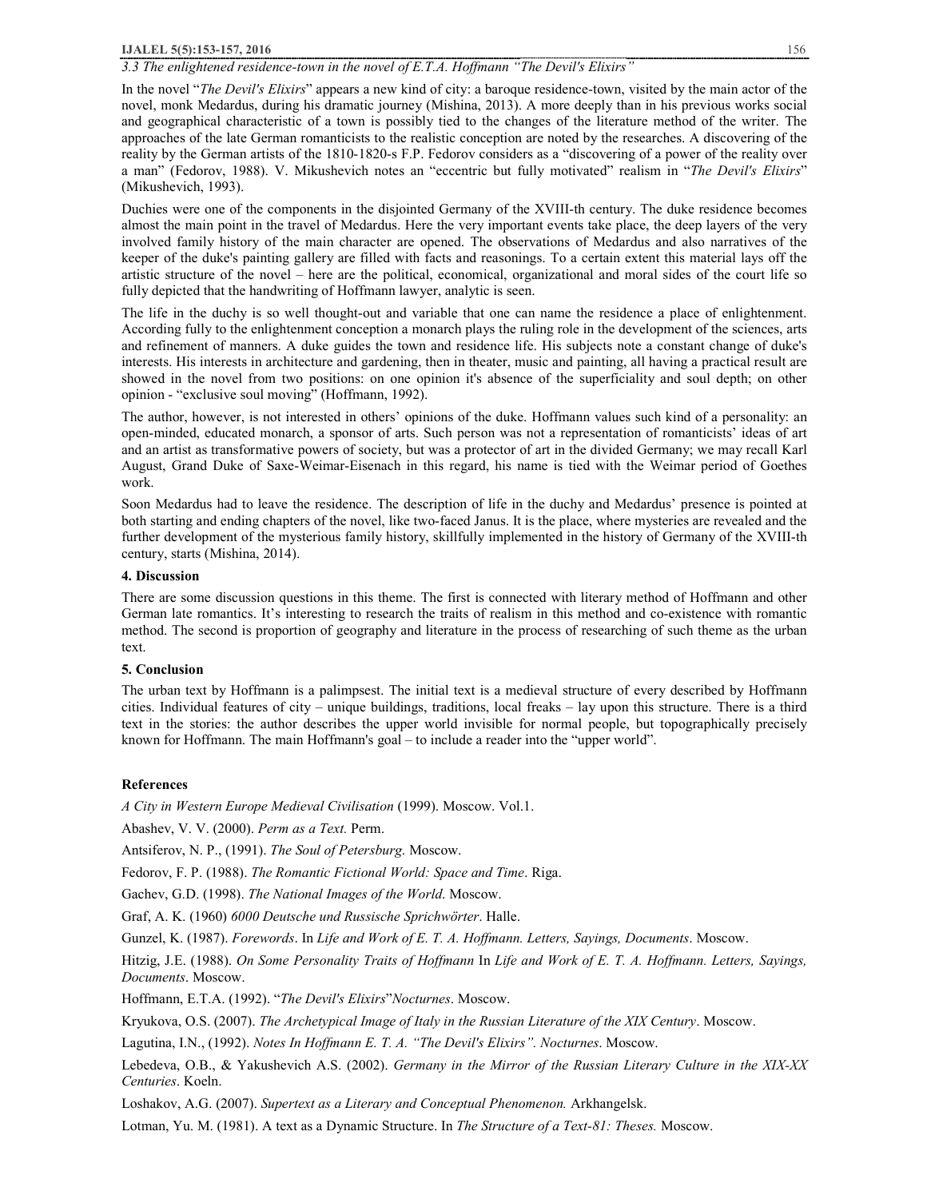### 3.3 The enlightened residence-town in the novel of E.T.A. Hoffmann "The Devil's Elixirs"

In the novel "*The Devil's Elixirs*" appears a new kind of city: a baroque residence-town, visited by the main actor of the novel, monk Medardus, during his dramatic journey (Mishina, 2013). A more deeply than in his previous works social and geographical characteristic of a town is possibly tied to the changes of the literature method of the writer. The approaches of the late German romanticists to the realistic conception are noted by the researches. A discovering of the reality by the German artists of the 1810-1820-s F.P. Fedorov considers as a "discovering of a power of the reality over a man" (Fedorov, 1988). V. Mikushevich notes an "eccentric but fully motivated" realism in "*The Devil's Elixirs*" (Mikushevich, 1993).

Duchies were one of the components in the disjointed Germany of the XVIII-th century. The duke residence becomes almost the main point in the travel of Medardus. Here the very important events take place, the deep layers of the very involved family history of the main character are opened. The observations of Medardus and also narratives of the keeper of the duke's painting gallery are filled with facts and reasonings. To a certain extent this material lays off the artistic structure of the novel – here are the political, economical, organizational and moral sides of the court life so fully depicted that the handwriting of Hoffmann lawyer, analytic is seen.

The life in the duchy is so well thought-out and variable that one can name the residence a place of enlightenment. According fully to the enlightenment conception a monarch plays the ruling role in the development of the sciences, arts and refinement of manners. A duke guides the town and residence life. His subjects note a constant change of duke's interests. His interests in architecture and gardening, then in theater, music and painting, all having a practical result are showed in the novel from two positions: on one opinion it's absence of the superficiality and soul depth; on other opinion - "exclusive soul moving" (Hoffmann, 1992).

The author, however, is not interested in others' opinions of the duke. Hoffmann values such kind of a personality: an open-minded, educated monarch, a sponsor of arts. Such person was not a representation of romanticists' ideas of art and an artist as transformative powers of society, but was a protector of art in the divided Germany; we may recall Karl August, Grand Duke of Saxe-Weimar-Eisenach in this regard, his name is tied with the Weimar period of Goethes work.

Soon Medardus had to leave the residence. The description of life in the duchy and Medardus' presence is pointed at both starting and ending chapters of the novel, like two-faced Janus. It is the place, where mysteries are revealed and the further development of the mysterious family history, skillfully implemented in the history of Germany of the XVIII-th century, starts (Mishina, 2014).

## 4. Discussion

There are some discussion questions in this theme. The first is connected with literary method of Hoffmann and other German late romantics. It's interesting to research the traits of realism in this method and co-existence with romantic method. The second is proportion of geography and literature in the process of researching of such theme as the urban text.

## 5. Conclusion

The urban text by Hoffmann is a palimpsest. The initial text is a medieval structure of every described by Hoffmann cities. Individual features of city – unique buildings, traditions, local freaks – lay upon this structure. There is a third text in the stories: the author describes the upper world invisible for normal people, but topographically precisely known for Hoffmann. The main Hoffmann's goal – to include a reader into the "upper world".

## References

*A City in Western Europe Medieval Civilisation* (1999). Moscow. Vol.1.

Abashev, V. V. (2000). *Perm as a Text.* Perm.

Antsiferov, N. P., (1991). *The Soul of Petersburg*. Moscow.

Fedorov, F. P. (1988). *The Romantic Fictional World: Space and Time*. Riga.

Gachev, G.D. (1998). *The National Images of the World*. Moscow.

Graf, A. K. (1960) *6000 Deutsche und Russische Sprichwörter*. Halle.

Gunzel, K. (1987). *Forewords*. In *Life and Work of E. T. A. Hoffmann. Letters, Sayings, Documents*. Moscow.

Hitzig, J.E. (1988). *On Some Personality Traits of Hoffmann* In *Life and Work of E. T. A. Hoffmann. Letters, Sayings, Documents*. Moscow.

Hoffmann, E.T.A. (1992). "*The Devil's Elixirs*"*Nocturnes*. Moscow.

Kryukova, O.S. (2007). *The Archetypical Image of Italy in the Russian Literature of the XIX Century*. Moscow.

Lagutina, I.N., (1992). *Notes In Hoffmann E. T. A. "The Devil's Elixirs". Nocturnes*. Moscow.

Lebedeva, O.B., & Yakushevich A.S. (2002). *Germany in the Mirror of the Russian Literary Culture in the XIX-XX Centuries*. Koeln.

Loshakov, A.G. (2007). *Supertext as a Literary and Conceptual Phenomenon.* Arkhangelsk.

Lotman, Yu. M. (1981). A text as a Dynamic Structure. In *The Structure of a Text-81: Theses.* Moscow.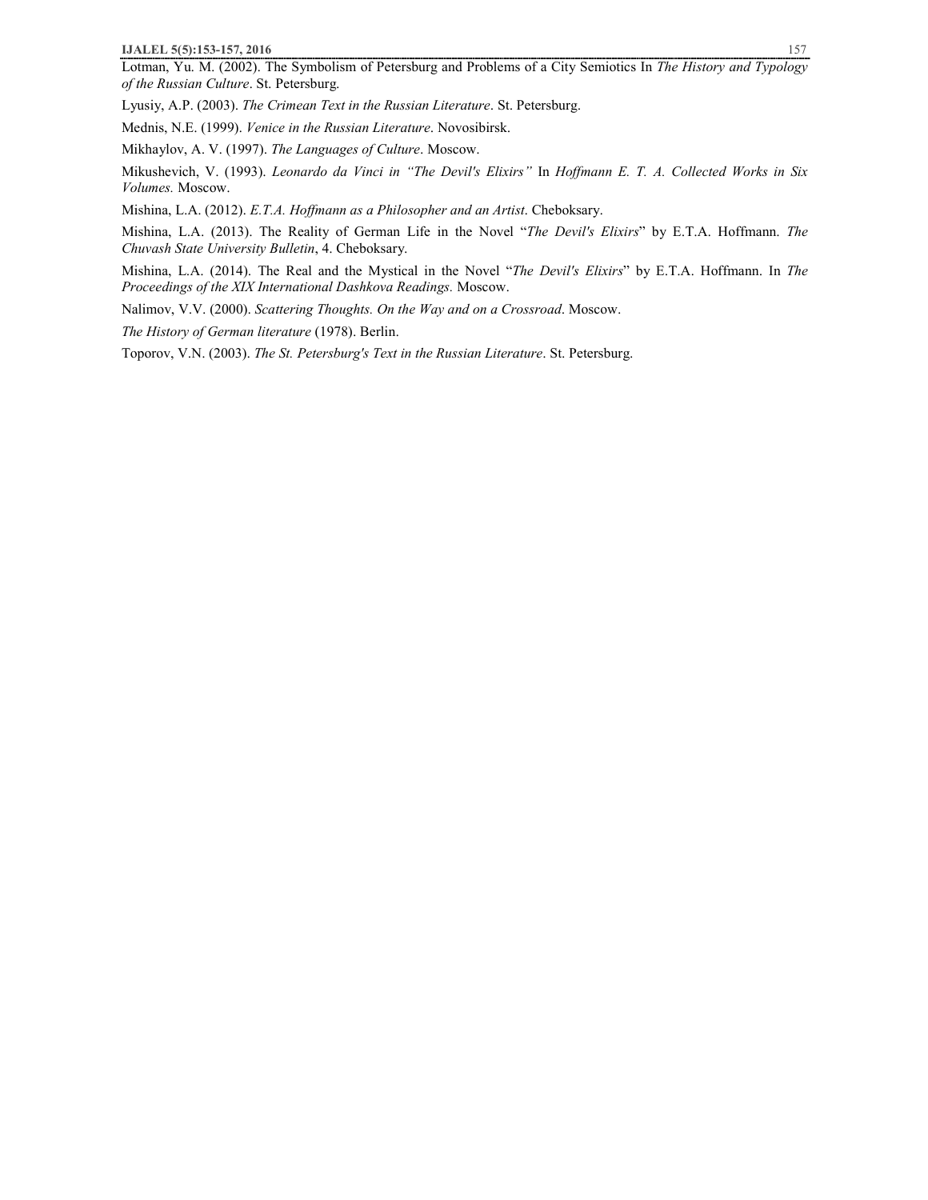Lotman, Yu. M. (2002). The Symbolism of Petersburg and Problems of a City Semiotics In *The History and Typology of the Russian Culture*. St. Petersburg.

Lyusiy, A.P. (2003). *The Crimean Text in the Russian Literature*. St. Petersburg.

Mednis, N.E. (1999). *Venice in the Russian Literature*. Novosibirsk.

Mikhaylov, A. V. (1997). *The Languages of Culture*. Moscow.

Mikushevich, V. (1993). *Leonardo da Vinci in "The Devil's Elixirs"* In *Hoffmann E. T. A. Collected Works in Six Volumes.* Moscow.

Mishina, L.A. (2012). *E.T.A. Hoffmann as a Philosopher and an Artist*. Cheboksary.

Mishina, L.A. (2013). The Reality of German Life in the Novel "*The Devil's Elixirs*" by E.T.A. Hoffmann. *The Chuvash State University Bulletin*, 4. Cheboksary.

Mishina, L.A. (2014). The Real and the Mystical in the Novel "*The Devil's Elixirs*" by E.T.A. Hoffmann. In *The Proceedings of the XIX International Dashkova Readings.* Moscow.

Nalimov, V.V. (2000). *Scattering Thoughts. On the Way and on a Crossroad*. Moscow.

*The History of German literature* (1978). Berlin.

Toporov, V.N. (2003). *The St. Petersburg's Text in the Russian Literature*. St. Petersburg.